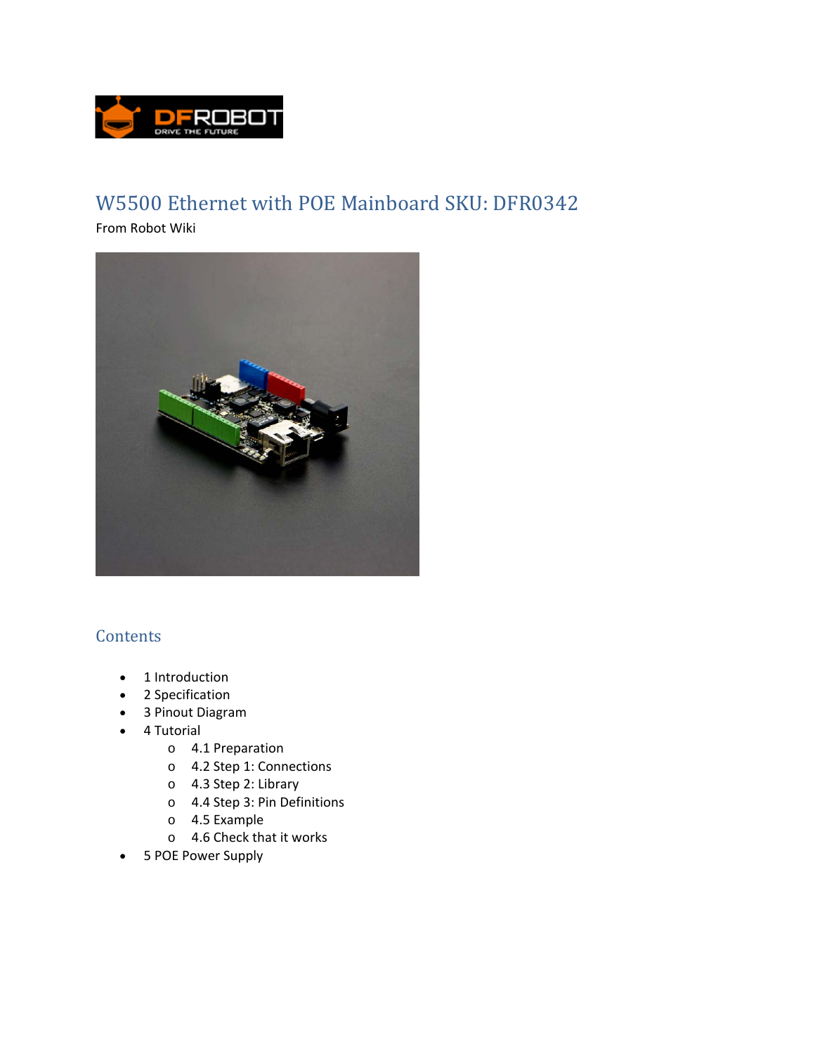# W5500 Ethernet with POE Mainboard SKU: DFR0342

From Robot Wiki

## Contents

- 1 Introduction
- 2 Specification
- 3 Pinout Diagram
- 4 Tutorial
  - 4.1 Preparation
  - 4.2 Step 1: Connections
  - 4.3 Step 2: Library
  - 4.4 Step 3: Pin Definitions
  - 4.5 Example
  - 4.6 Check that it works
- 5 POE Power Supply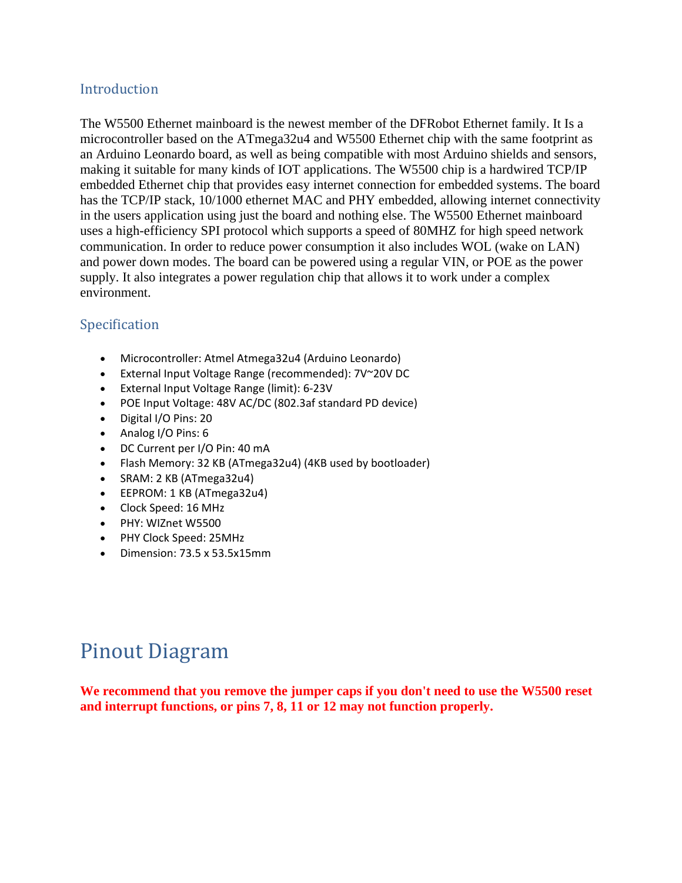## Introduction

The W5500 Ethernet mainboard is the newest member of the DFRobot Ethernet family. It Is a microcontroller based on the ATmega32u4 and W5500 Ethernet chip with the same footprint as an Arduino Leonardo board, as well as being compatible with most Arduino shields and sensors, making it suitable for many kinds of IOT applications. The W5500 chip is a hardwired TCP/IP embedded Ethernet chip that provides easy internet connection for embedded systems. The board has the TCP/IP stack, 10/1000 ethernet MAC and PHY embedded, allowing internet connectivity in the users application using just the board and nothing else. The W5500 Ethernet mainboard uses a high-efficiency SPI protocol which supports a speed of 80MHZ for high speed network communication. In order to reduce power consumption it also includes WOL (wake on LAN) and power down modes. The board can be powered using a regular VIN, or POE as the power supply. It also integrates a power regulation chip that allows it to work under a complex environment.

## Specification

- Microcontroller: Atmel Atmega32u4 (Arduino Leonardo)
- External Input Voltage Range (recommended): 7V~20V DC
- External Input Voltage Range (limit): 6-23V
- POE Input Voltage: 48V AC/DC (802.3af standard PD device)
- Digital I/O Pins: 20
- Analog I/O Pins: 6
- DC Current per I/O Pin: 40 mA
- Flash Memory: 32 KB (ATmega32u4) (4KB used by bootloader)
- SRAM: 2 KB (ATmega32u4)
- EEPROM: 1 KB (ATmega32u4)
- Clock Speed: 16 MHz
- PHY: WIZnet W5500
- PHY Clock Speed: 25MHz
- Dimension: 73.5 x 53.5x15mm

# Pinout Diagram

**We recommend that you remove the jumper caps if you don't need to use the W5500 reset and interrupt functions, or pins 7, 8, 11 or 12 may not function properly.**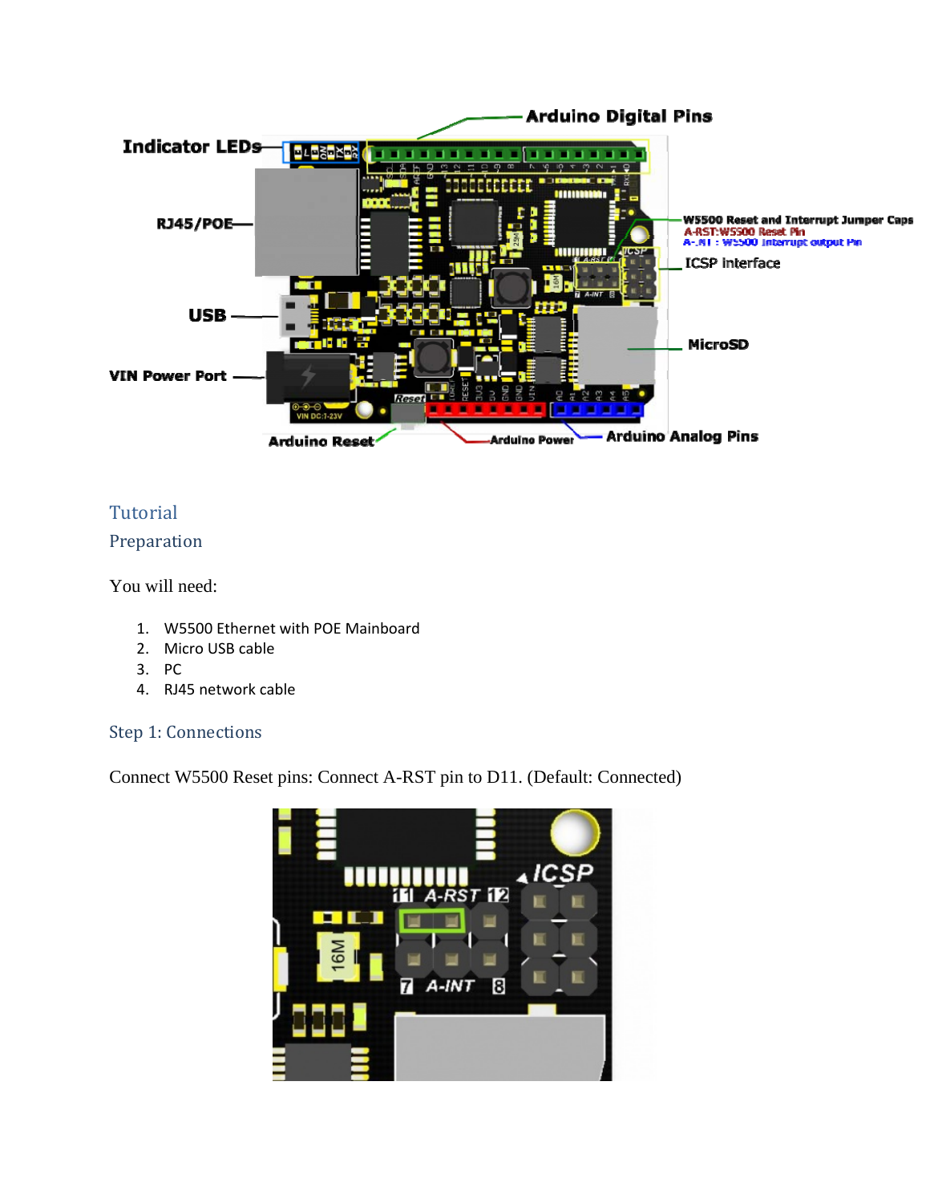## Tutorial

### Preparation

You will need:

1. W5500 Ethernet with POE Mainboard
2. Micro USB cable
3. PC
4. RJ45 network cable

### Step 1: Connections

Connect W5500 Reset pins: Connect A-RST pin to D11. (Default: Connected)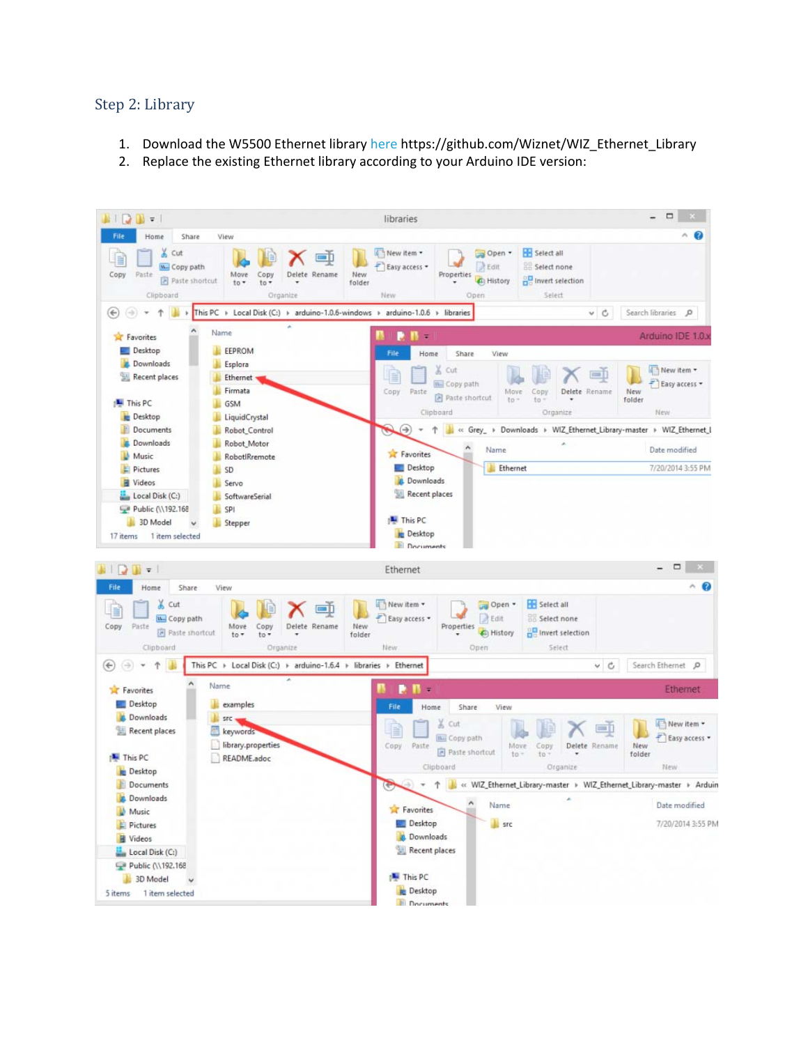## Step 2: Library

1. Download the W5500 Ethernet library here https://github.com/Wiznet/WIZ_Ethernet_Library
2. Replace the existing Ethernet library according to your Arduino IDE version: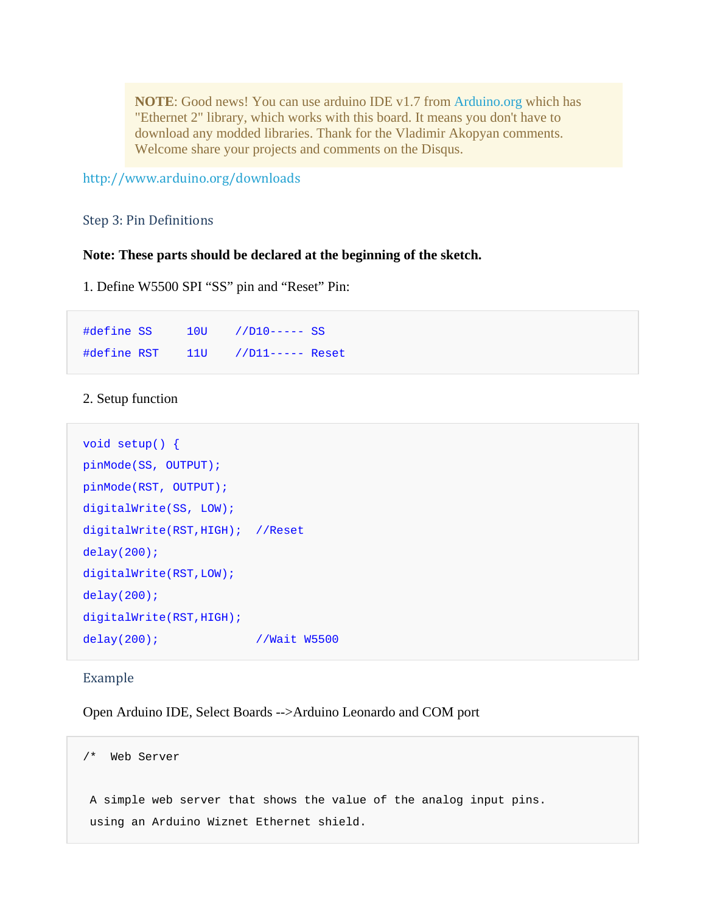> **NOTE**: Good news! You can use arduino IDE v1.7 from Arduino.org which has "Ethernet 2" library, which works with this board. It means you don't have to download any modded libraries. Thank for the Vladimir Akopyan comments. Welcome share your projects and comments on the Disqus.

http://www.arduino.org/downloads

### Step 3: Pin Definitions

**Note: These parts should be declared at the beginning of the sketch.**

1. Define W5500 SPI "SS" pin and "Reset" Pin:

```
#define SS     10U    //D10----- SS
#define RST    11U    //D11----- Reset
```

2. Setup function

```
void setup() {
pinMode(SS, OUTPUT);
pinMode(RST, OUTPUT);
digitalWrite(SS, LOW);
digitalWrite(RST,HIGH);  //Reset
delay(200);
digitalWrite(RST,LOW);
delay(200);
digitalWrite(RST,HIGH);
delay(200);              //Wait W5500
```

### Example

Open Arduino IDE, Select Boards -->Arduino Leonardo and COM port

```
/*  Web Server

 A simple web server that shows the value of the analog input pins.
 using an Arduino Wiznet Ethernet shield.
```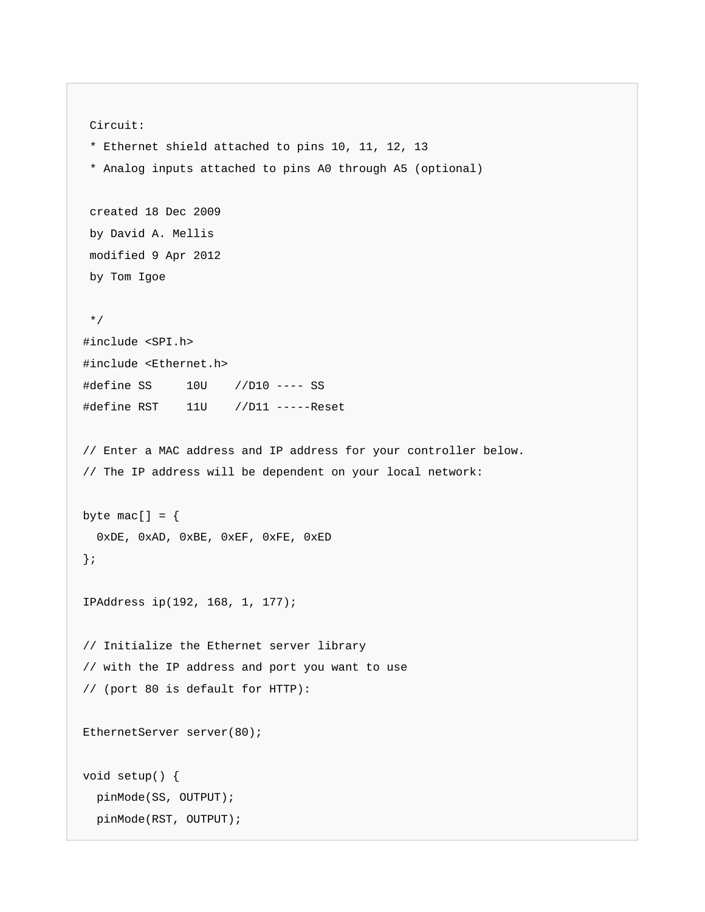```
 Circuit:
 * Ethernet shield attached to pins 10, 11, 12, 13
 * Analog inputs attached to pins A0 through A5 (optional)

 created 18 Dec 2009
 by David A. Mellis
 modified 9 Apr 2012
 by Tom Igoe

 */
#include <SPI.h>
#include <Ethernet.h>
#define SS     10U    //D10 ---- SS
#define RST    11U    //D11 -----Reset

// Enter a MAC address and IP address for your controller below.
// The IP address will be dependent on your local network:

byte mac[] = {
  0xDE, 0xAD, 0xBE, 0xEF, 0xFE, 0xED
};

IPAddress ip(192, 168, 1, 177);

// Initialize the Ethernet server library
// with the IP address and port you want to use
// (port 80 is default for HTTP):

EthernetServer server(80);

void setup() {
  pinMode(SS, OUTPUT);
  pinMode(RST, OUTPUT);
```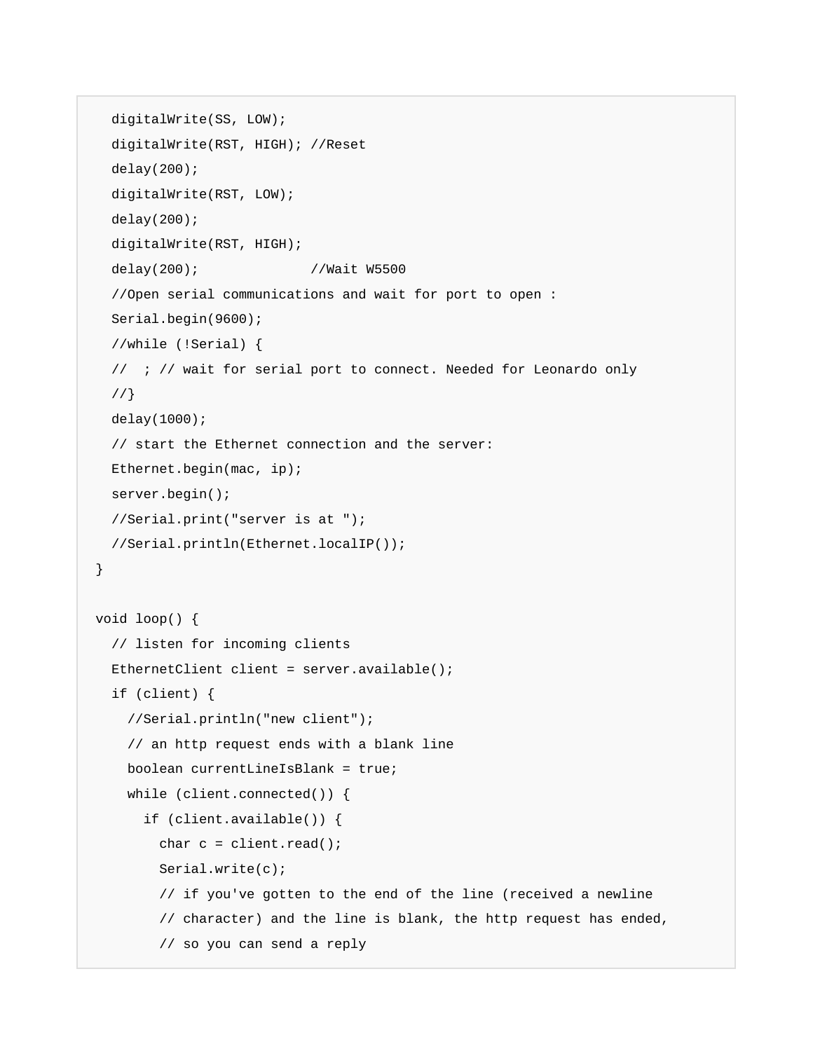```
  digitalWrite(SS, LOW);
  digitalWrite(RST, HIGH); //Reset
  delay(200);
  digitalWrite(RST, LOW);
  delay(200);
  digitalWrite(RST, HIGH);
  delay(200);              //Wait W5500
  //Open serial communications and wait for port to open :
  Serial.begin(9600);
  //while (!Serial) {
  //  ; // wait for serial port to connect. Needed for Leonardo only
  //}
  delay(1000);
  // start the Ethernet connection and the server:
  Ethernet.begin(mac, ip);
  server.begin();
  //Serial.print("server is at ");
  //Serial.println(Ethernet.localIP());
}

void loop() {
  // listen for incoming clients
  EthernetClient client = server.available();
  if (client) {
    //Serial.println("new client");
    // an http request ends with a blank line
    boolean currentLineIsBlank = true;
    while (client.connected()) {
      if (client.available()) {
        char c = client.read();
        Serial.write(c);
        // if you've gotten to the end of the line (received a newline
        // character) and the line is blank, the http request has ended,
        // so you can send a reply
```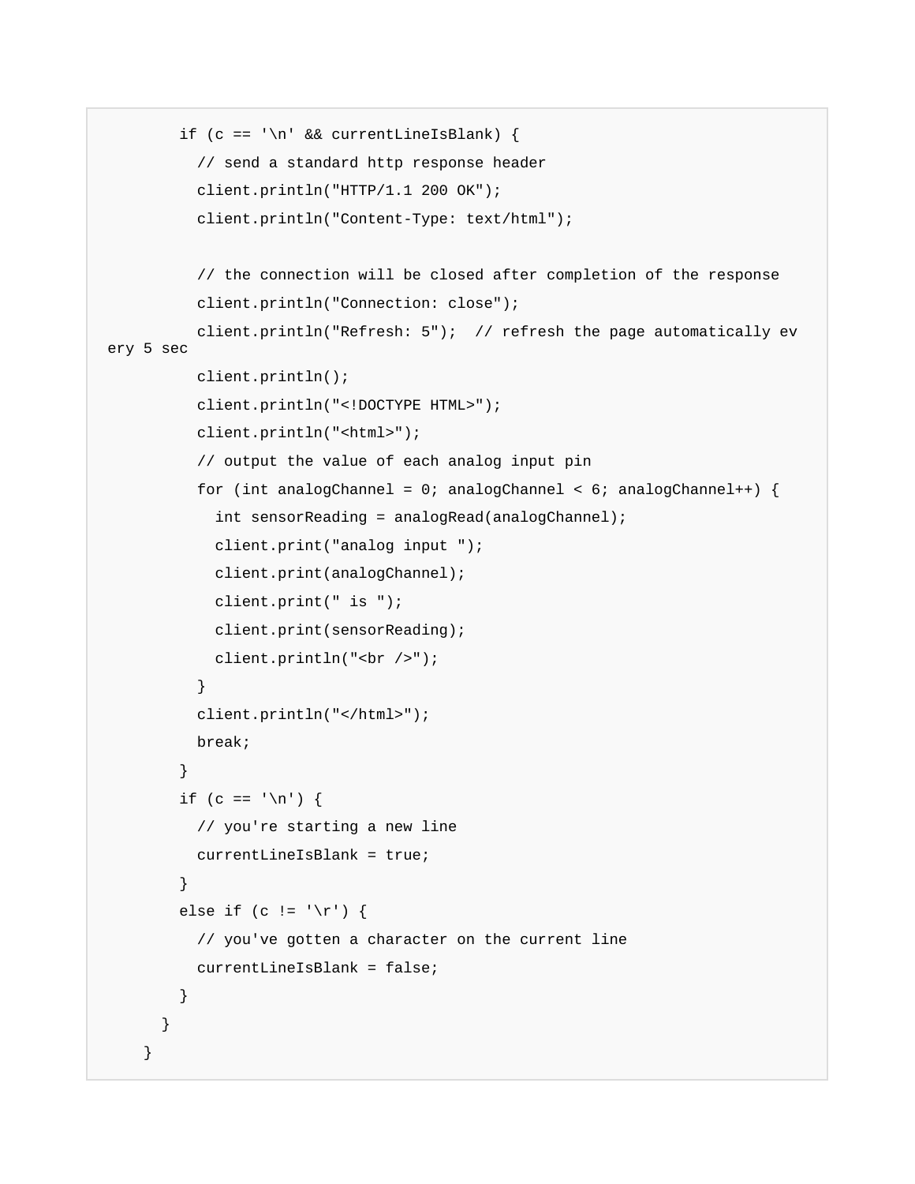```
        if (c == '\n' && currentLineIsBlank) {
          // send a standard http response header
          client.println("HTTP/1.1 200 OK");
          client.println("Content-Type: text/html");

          // the connection will be closed after completion of the response
          client.println("Connection: close");
          client.println("Refresh: 5");  // refresh the page automatically every 5 sec
          client.println();
          client.println("<!DOCTYPE HTML>");
          client.println("<html>");
          // output the value of each analog input pin
          for (int analogChannel = 0; analogChannel < 6; analogChannel++) {
            int sensorReading = analogRead(analogChannel);
            client.print("analog input ");
            client.print(analogChannel);
            client.print(" is ");
            client.print(sensorReading);
            client.println("<br />");
          }
          client.println("</html>");
          break;
        }
        if (c == '\n') {
          // you're starting a new line
          currentLineIsBlank = true;
        }
        else if (c != '\r') {
          // you've gotten a character on the current line
          currentLineIsBlank = false;
        }
      }
    }
```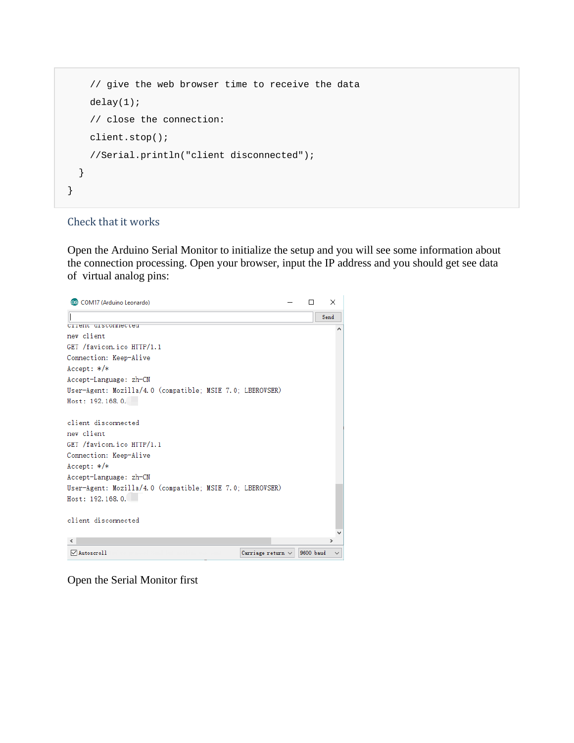```
    // give the web browser time to receive the data
    delay(1);
    // close the connection:
    client.stop();
    //Serial.println("client disconnected");
  }
}
```

## Check that it works

Open the Arduino Serial Monitor to initialize the setup and you will see some information about the connection processing. Open your browser, input the IP address and you should get see data of virtual analog pins:

```
COM17 (Arduino Leonardo)

client disconnected
new client
GET /favicon.ico HTTP/1.1
Connection: Keep-Alive
Accept: */*
Accept-Language: zh-CN
User-Agent: Mozilla/4.0 (compatible; MSIE 7.0; LBBROWSER)
Host: 192.168.0.

client disconnected
new client
GET /favicon.ico HTTP/1.1
Connection: Keep-Alive
Accept: */*
Accept-Language: zh-CN
User-Agent: Mozilla/4.0 (compatible; MSIE 7.0; LBBROWSER)
Host: 192.168.0.

client disconnected
```

Open the Serial Monitor first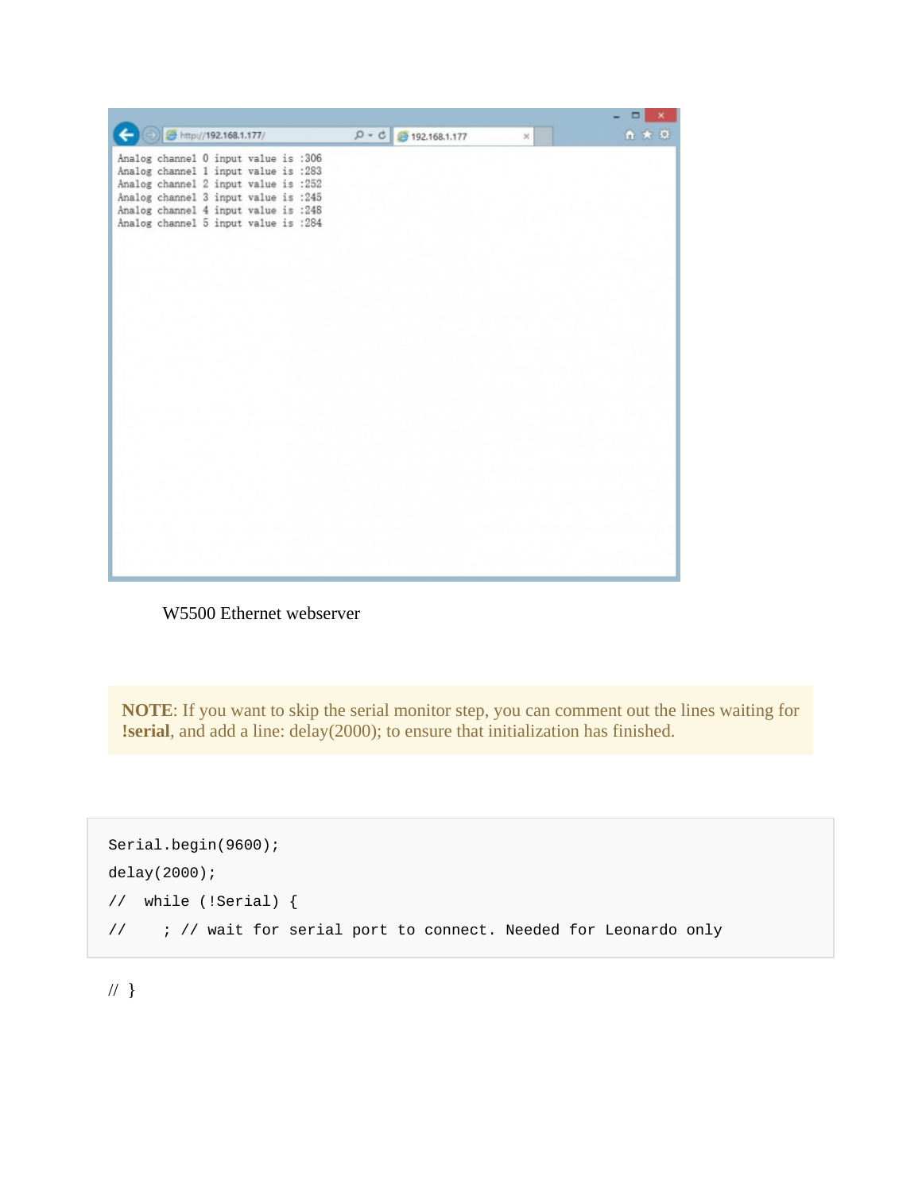Analog channel 0 input value is :306
Analog channel 1 input value is :283
Analog channel 2 input value is :252
Analog channel 3 input value is :245
Analog channel 4 input value is :248
Analog channel 5 input value is :284

W5500 Ethernet webserver

**NOTE**: If you want to skip the serial monitor step, you can comment out the lines waiting for **!serial**, and add a line: delay(2000); to ensure that initialization has finished.

```
Serial.begin(9600);
delay(2000);
//  while (!Serial) {
//    ; // wait for serial port to connect. Needed for Leonardo only
```

// }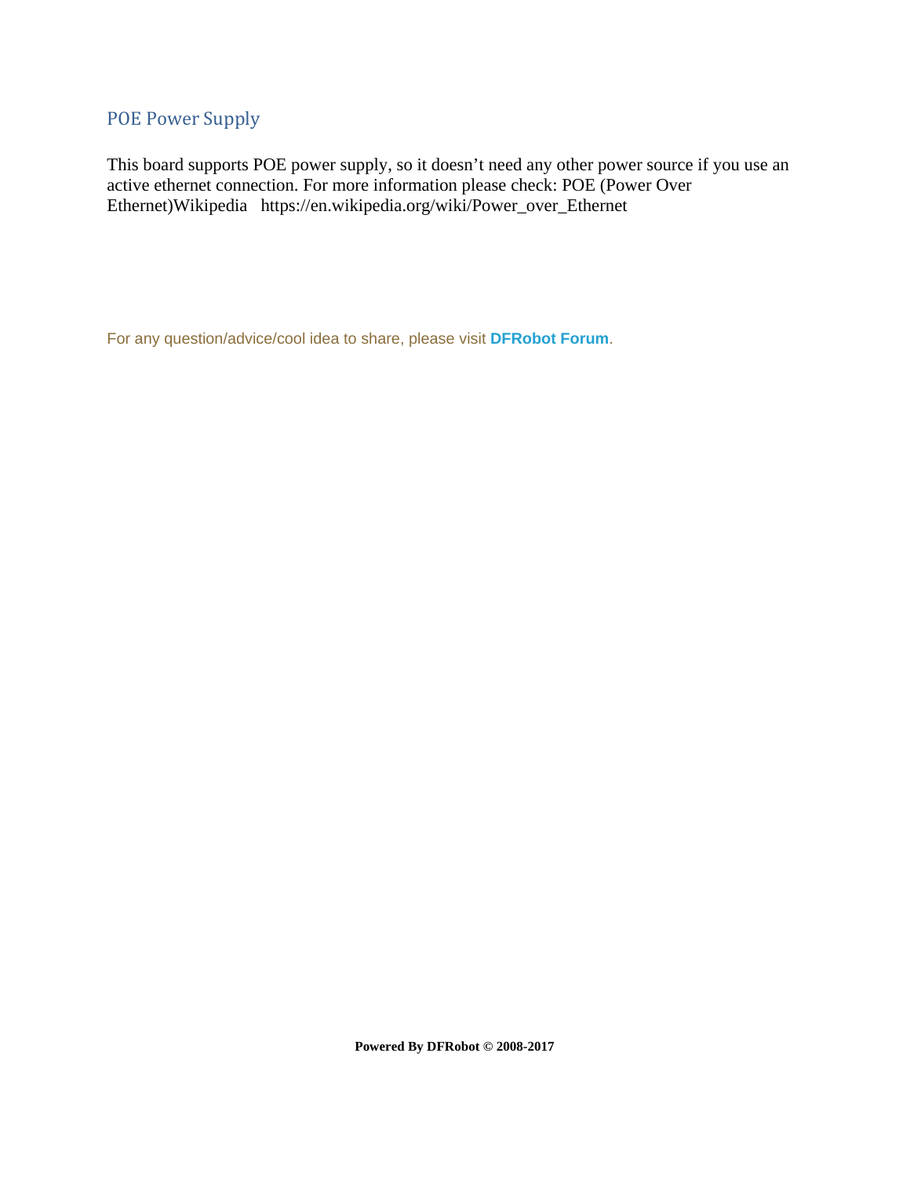## POE Power Supply

This board supports POE power supply, so it doesn't need any other power source if you use an active ethernet connection. For more information please check: POE (Power Over Ethernet)Wikipedia   https://en.wikipedia.org/wiki/Power_over_Ethernet

For any question/advice/cool idea to share, please visit **DFRobot Forum**.

**Powered By DFRobot © 2008-2017**